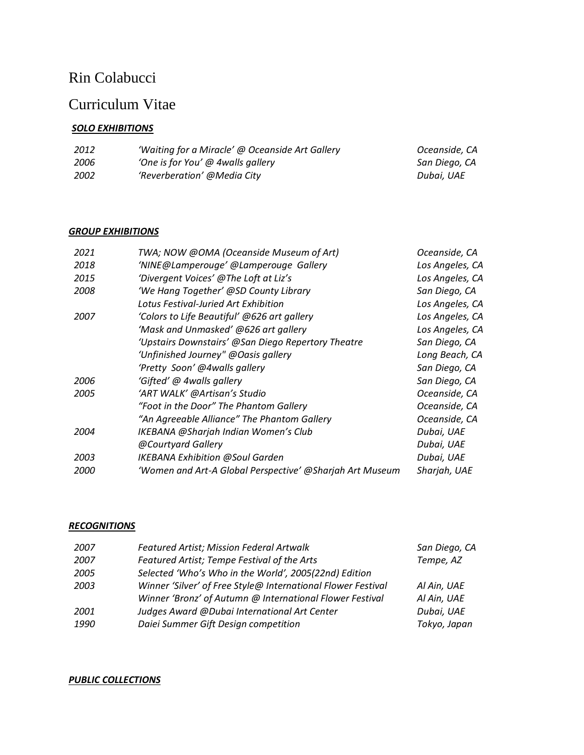# Rin Colabucci

# Curriculum Vitae

***SOLO EXHIBITIONS***

| | | |
|---|---|---|
| *2012* | *'Waiting for a Miracle' @ Oceanside Art Gallery* | *Oceanside, CA* |
| *2006* | *'One is for You' @ 4walls gallery* | *San Diego, CA* |
| *2002* | *'Reverberation' @Media City* | *Dubai, UAE* |

***GROUP EXHIBITIONS***

| | | |
|---|---|---|
| *2021* | *TWA; NOW @OMA (Oceanside Museum of Art)* | *Oceanside, CA* |
| *2018* | *'NINE@Lamperouge' @Lamperouge Gallery* | *Los Angeles, CA* |
| *2015* | *'Divergent Voices' @The Loft at Liz's* | *Los Angeles, CA* |
| *2008* | *'We Hang Together' @SD County Library* | *San Diego, CA* |
| | *Lotus Festival-Juried Art Exhibition* | *Los Angeles, CA* |
| *2007* | *'Colors to Life Beautiful' @626 art gallery* | *Los Angeles, CA* |
| | *'Mask and Unmasked' @626 art gallery* | *Los Angeles, CA* |
| | *'Upstairs Downstairs' @San Diego Repertory Theatre* | *San Diego, CA* |
| | *'Unfinished Journey" @Oasis gallery* | *Long Beach, CA* |
| | *'Pretty Soon' @4walls gallery* | *San Diego, CA* |
| *2006* | *'Gifted' @ 4walls gallery* | *San Diego, CA* |
| *2005* | *'ART WALK' @Artisan's Studio* | *Oceanside, CA* |
| | *"Foot in the Door" The Phantom Gallery* | *Oceanside, CA* |
| | *"An Agreeable Alliance" The Phantom Gallery* | *Oceanside, CA* |
| *2004* | *IKEBANA @Sharjah Indian Women's Club* | *Dubai, UAE* |
| | *@Courtyard Gallery* | *Dubai, UAE* |
| *2003* | *IKEBANA Exhibition @Soul Garden* | *Dubai, UAE* |
| *2000* | *'Women and Art-A Global Perspective' @Sharjah Art Museum* | *Sharjah, UAE* |

***RECOGNITIONS***

| | | |
|---|---|---|
| *2007* | *Featured Artist; Mission Federal Artwalk* | *San Diego, CA* |
| *2007* | *Featured Artist; Tempe Festival of the Arts* | *Tempe, AZ* |
| *2005* | *Selected 'Who's Who in the World', 2005(22nd) Edition* | |
| *2003* | *Winner 'Silver' of Free Style@ International Flower Festival* | *Al Ain, UAE* |
| | *Winner 'Bronz' of Autumn @ International Flower Festival* | *Al Ain, UAE* |
| *2001* | *Judges Award @Dubai International Art Center* | *Dubai, UAE* |
| *1990* | *Daiei Summer Gift Design competition* | *Tokyo, Japan* |

***PUBLIC COLLECTIONS***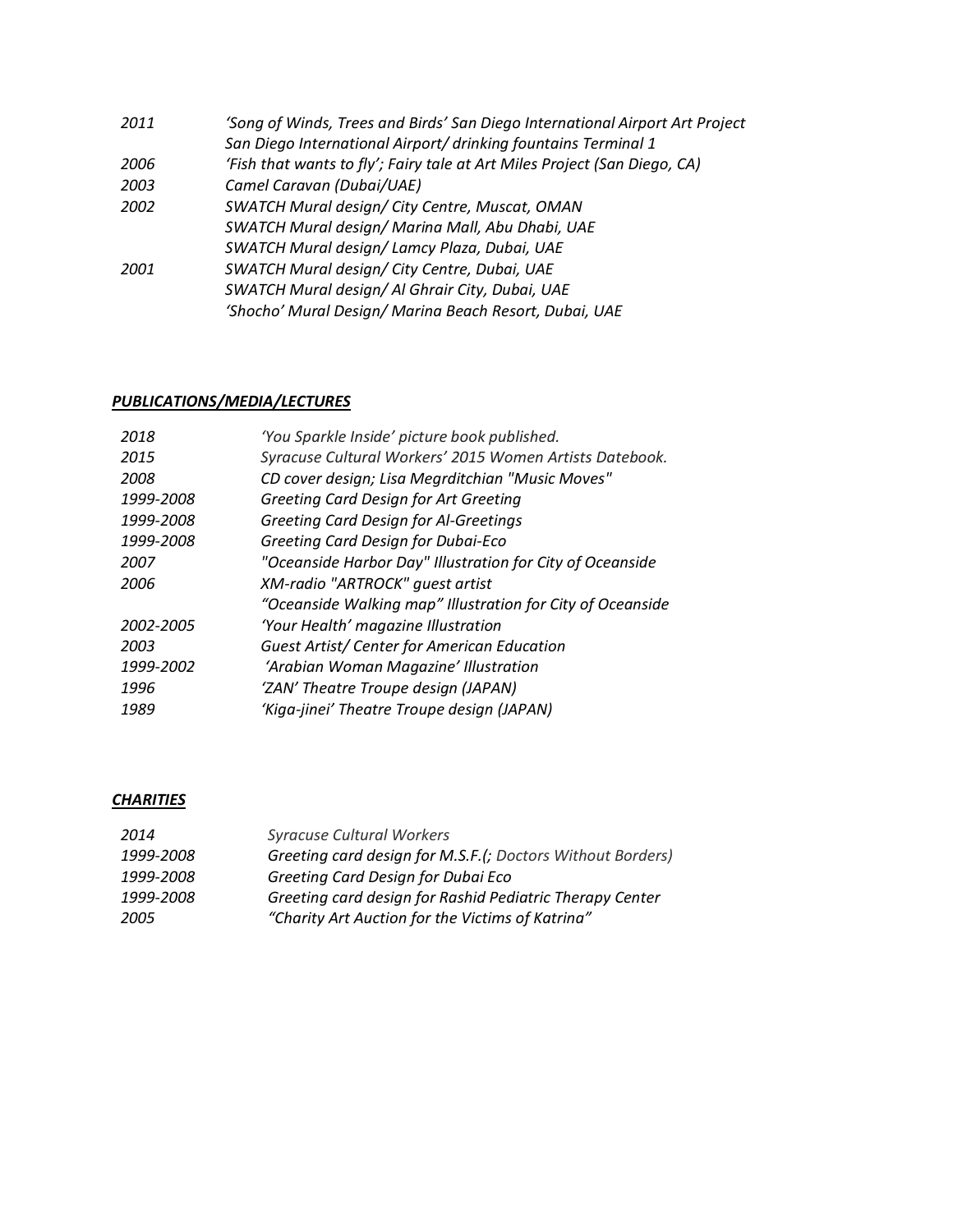| | |
|---|---|
| *2011* | *'Song of Winds, Trees and Birds' San Diego International Airport Art Project* |
| | *San Diego International Airport/ drinking fountains Terminal 1* |
| *2006* | *'Fish that wants to fly'; Fairy tale at Art Miles Project (San Diego, CA)* |
| *2003* | *Camel Caravan (Dubai/UAE)* |
| *2002* | *SWATCH Mural design/ City Centre, Muscat, OMAN* |
| | *SWATCH Mural design/ Marina Mall, Abu Dhabi, UAE* |
| | *SWATCH Mural design/ Lamcy Plaza, Dubai, UAE* |
| *2001* | *SWATCH Mural design/ City Centre, Dubai, UAE* |
| | *SWATCH Mural design/ Al Ghrair City, Dubai, UAE* |
| | *'Shocho' Mural Design/ Marina Beach Resort, Dubai, UAE* |

## ***PUBLICATIONS/MEDIA/LECTURES***

| | |
|---|---|
| *2018* | *'You Sparkle Inside' picture book published.* |
| *2015* | *Syracuse Cultural Workers' 2015 Women Artists Datebook.* |
| *2008* | *CD cover design; Lisa Megrditchian "Music Moves"* |
| *1999-2008* | *Greeting Card Design for Art Greeting* |
| *1999-2008* | *Greeting Card Design for Al-Greetings* |
| *1999-2008* | *Greeting Card Design for Dubai-Eco* |
| *2007* | *"Oceanside Harbor Day" Illustration for City of Oceanside* |
| *2006* | *XM-radio "ARTROCK" guest artist* |
| | *"Oceanside Walking map" Illustration for City of Oceanside* |
| *2002-2005* | *'Your Health' magazine Illustration* |
| *2003* | *Guest Artist/ Center for American Education* |
| *1999-2002* | *'Arabian Woman Magazine' Illustration* |
| *1996* | *'ZAN' Theatre Troupe design (JAPAN)* |
| *1989* | *'Kiga-jinei' Theatre Troupe design (JAPAN)* |

## ***CHARITIES***

| | |
|---|---|
| *2014* | *Syracuse Cultural Workers* |
| *1999-2008* | *Greeting card design for M.S.F.(; Doctors Without Borders)* |
| *1999-2008* | *Greeting Card Design for Dubai Eco* |
| *1999-2008* | *Greeting card design for Rashid Pediatric Therapy Center* |
| *2005* | *"Charity Art Auction for the Victims of Katrina"* |